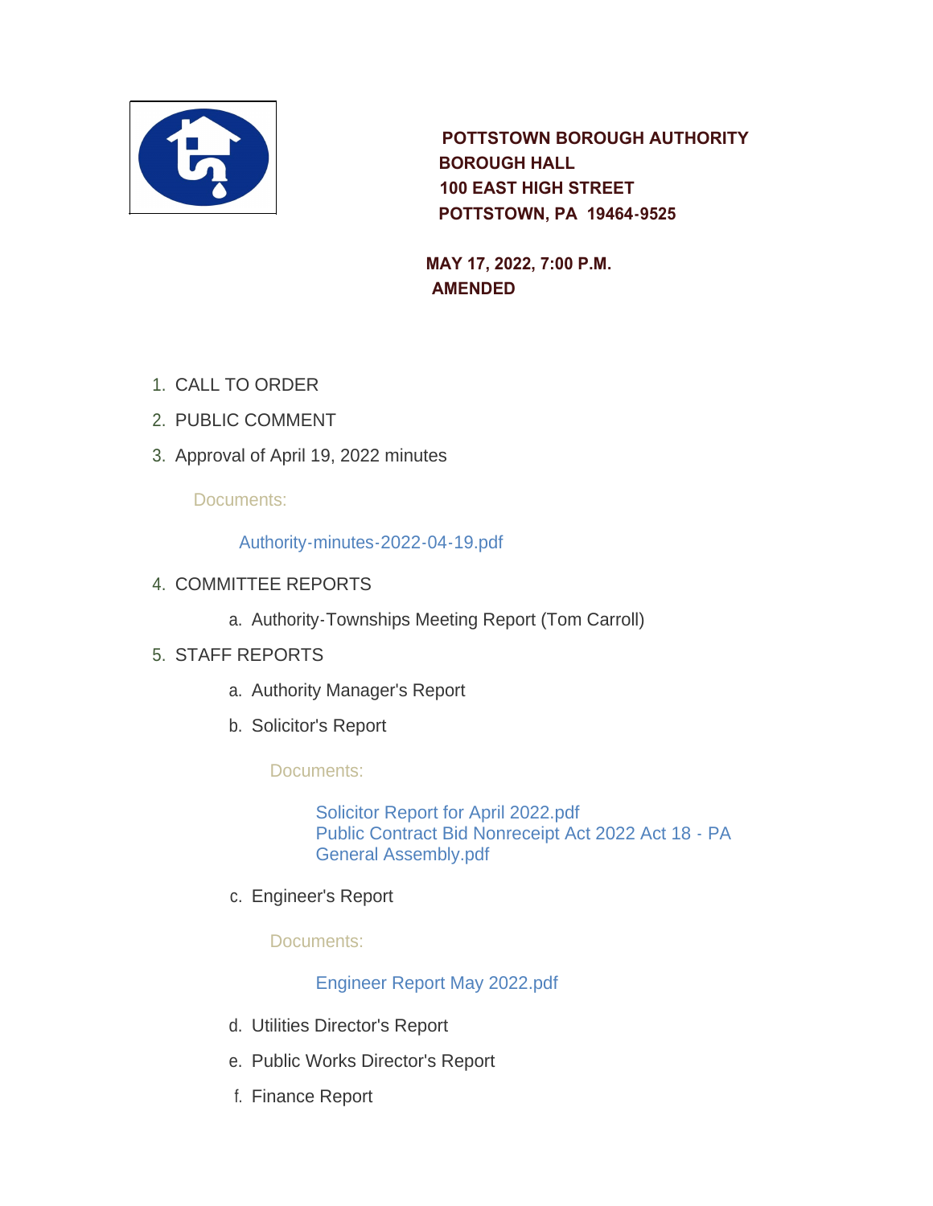**POTTSTOWN BOROUGH AUTHORITY**
**BOROUGH HALL**
**100 EAST HIGH STREET**
**POTTSTOWN, PA 19464-9525**

**MAY 17, 2022, 7:00 P.M.**
**AMENDED**

1. CALL TO ORDER
2. PUBLIC COMMENT
3. Approval of April 19, 2022 minutes

   Documents:

   Authority-minutes-2022-04-19.pdf

4. COMMITTEE REPORTS
   a. Authority-Townships Meeting Report (Tom Carroll)
5. STAFF REPORTS
   a. Authority Manager's Report
   b. Solicitor's Report

      Documents:

      Solicitor Report for April 2022.pdf
      Public Contract Bid Nonreceipt Act 2022 Act 18 - PA General Assembly.pdf

   c. Engineer's Report

      Documents:

      Engineer Report May 2022.pdf

   d. Utilities Director's Report
   e. Public Works Director's Report
   f. Finance Report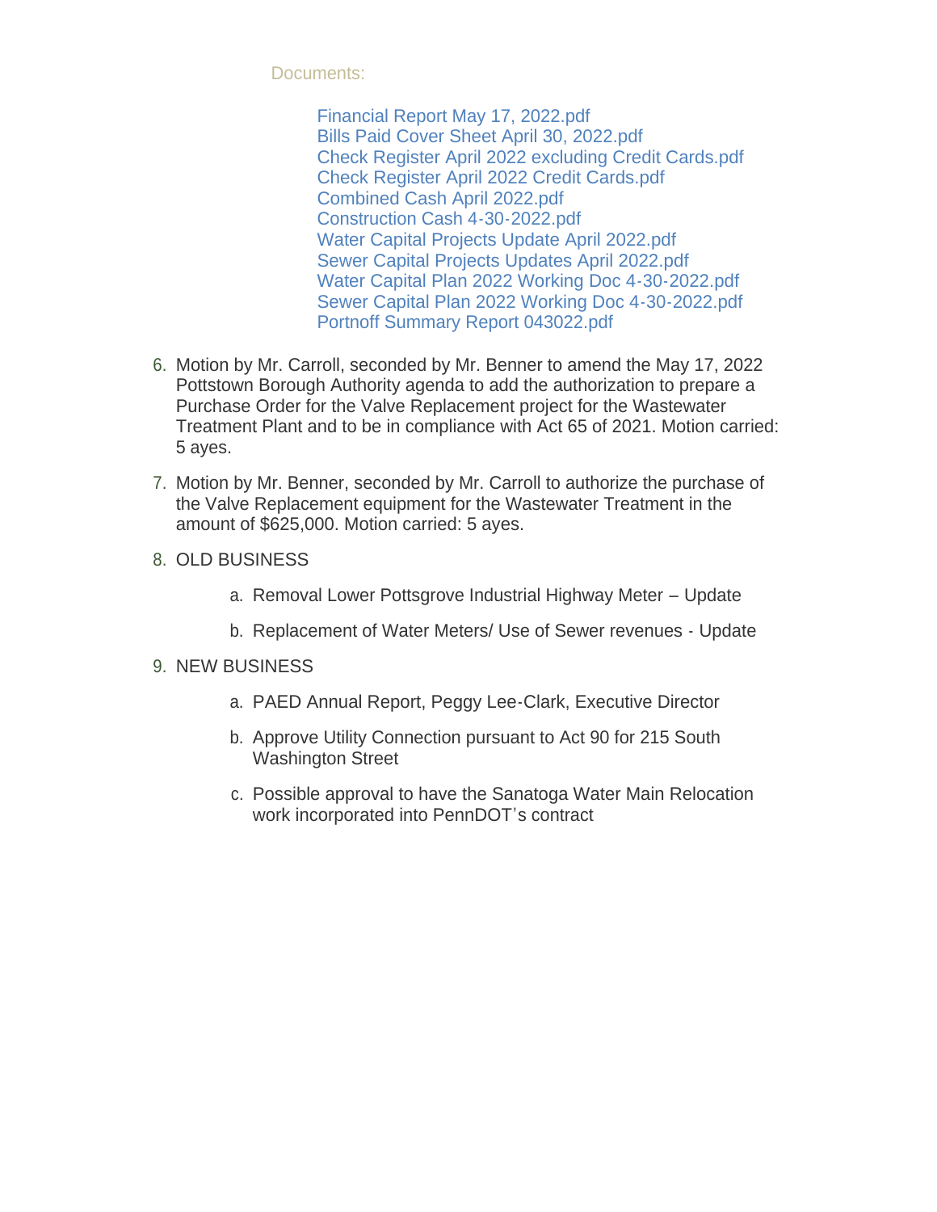Documents:

- Financial Report May 17, 2022.pdf
- Bills Paid Cover Sheet April 30, 2022.pdf
- Check Register April 2022 excluding Credit Cards.pdf
- Check Register April 2022 Credit Cards.pdf
- Combined Cash April 2022.pdf
- Construction Cash 4-30-2022.pdf
- Water Capital Projects Update April 2022.pdf
- Sewer Capital Projects Updates April 2022.pdf
- Water Capital Plan 2022 Working Doc 4-30-2022.pdf
- Sewer Capital Plan 2022 Working Doc 4-30-2022.pdf
- Portnoff Summary Report 043022.pdf

6. Motion by Mr. Carroll, seconded by Mr. Benner to amend the May 17, 2022 Pottstown Borough Authority agenda to add the authorization to prepare a Purchase Order for the Valve Replacement project for the Wastewater Treatment Plant and to be in compliance with Act 65 of 2021. Motion carried: 5 ayes.

7. Motion by Mr. Benner, seconded by Mr. Carroll to authorize the purchase of the Valve Replacement equipment for the Wastewater Treatment in the amount of $625,000. Motion carried: 5 ayes.

8. OLD BUSINESS

   a. Removal Lower Pottsgrove Industrial Highway Meter – Update

   b. Replacement of Water Meters/ Use of Sewer revenues - Update

9. NEW BUSINESS

   a. PAED Annual Report, Peggy Lee-Clark, Executive Director

   b. Approve Utility Connection pursuant to Act 90 for 215 South Washington Street

   c. Possible approval to have the Sanatoga Water Main Relocation work incorporated into PennDOT's contract